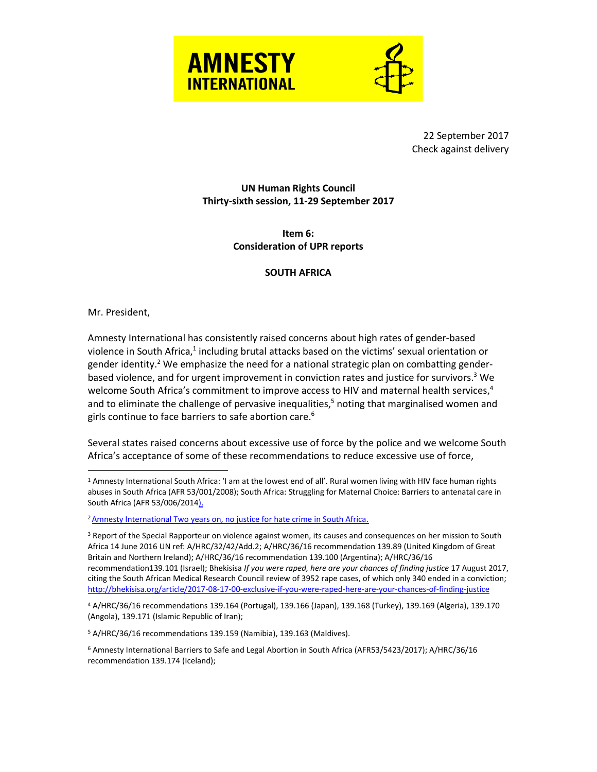**AMNESTY INTERNATIONAL**

22 September 2017
Check against delivery

**UN Human Rights Council**
**Thirty-sixth session, 11-29 September 2017**

**Item 6:**
**Consideration of UPR reports**

**SOUTH AFRICA**

Mr. President,

Amnesty International has consistently raised concerns about high rates of gender-based violence in South Africa,[1] including brutal attacks based on the victims' sexual orientation or gender identity.[2] We emphasize the need for a national strategic plan on combatting gender-based violence, and for urgent improvement in conviction rates and justice for survivors.[3] We welcome South Africa's commitment to improve access to HIV and maternal health services,[4] and to eliminate the challenge of pervasive inequalities,[5] noting that marginalised women and girls continue to face barriers to safe abortion care.[6]

Several states raised concerns about excessive use of force by the police and we welcome South Africa's acceptance of some of these recommendations to reduce excessive use of force,

---

[1] Amnesty International South Africa: 'I am at the lowest end of all'. Rural women living with HIV face human rights abuses in South Africa (AFR 53/001/2008); South Africa: Struggling for Maternal Choice: Barriers to antenatal care in South Africa (AFR 53/006/2014).

[2] Amnesty International Two years on, no justice for hate crime in South Africa.

[3] Report of the Special Rapporteur on violence against women, its causes and consequences on her mission to South Africa 14 June 2016 UN ref: A/HRC/32/42/Add.2; A/HRC/36/16 recommendation 139.89 (United Kingdom of Great Britain and Northern Ireland); A/HRC/36/16 recommendation 139.100 (Argentina); A/HRC/36/16 recommendation139.101 (Israel); Bhekisisa *If you were raped, here are your chances of finding justice* 17 August 2017, citing the South African Medical Research Council review of 3952 rape cases, of which only 340 ended in a conviction; http://bhekisisa.org/article/2017-08-17-00-exclusive-if-you-were-raped-here-are-your-chances-of-finding-justice

[4] A/HRC/36/16 recommendations 139.164 (Portugal), 139.166 (Japan), 139.168 (Turkey), 139.169 (Algeria), 139.170 (Angola), 139.171 (Islamic Republic of Iran);

[5] A/HRC/36/16 recommendations 139.159 (Namibia), 139.163 (Maldives).

[6] Amnesty International Barriers to Safe and Legal Abortion in South Africa (AFR53/5423/2017); A/HRC/36/16 recommendation 139.174 (Iceland);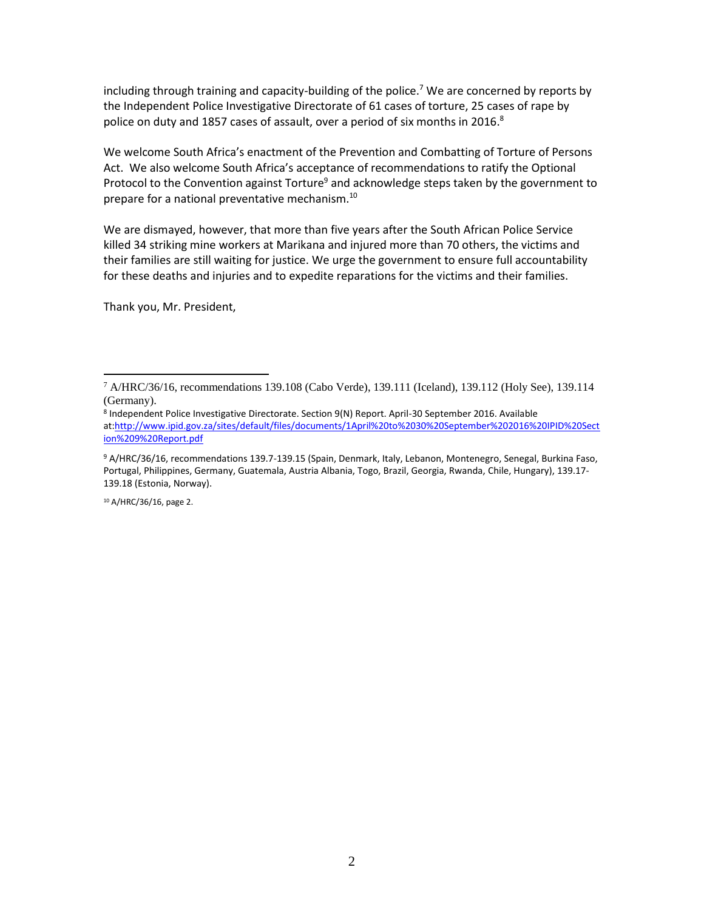including through training and capacity-building of the police.[7] We are concerned by reports by the Independent Police Investigative Directorate of 61 cases of torture, 25 cases of rape by police on duty and 1857 cases of assault, over a period of six months in 2016.[8]

We welcome South Africa's enactment of the Prevention and Combatting of Torture of Persons Act. We also welcome South Africa's acceptance of recommendations to ratify the Optional Protocol to the Convention against Torture[9] and acknowledge steps taken by the government to prepare for a national preventative mechanism.[10]

We are dismayed, however, that more than five years after the South African Police Service killed 34 striking mine workers at Marikana and injured more than 70 others, the victims and their families are still waiting for justice. We urge the government to ensure full accountability for these deaths and injuries and to expedite reparations for the victims and their families.

Thank you, Mr. President,

---

[7] A/HRC/36/16, recommendations 139.108 (Cabo Verde), 139.111 (Iceland), 139.112 (Holy See), 139.114 (Germany).

[8] Independent Police Investigative Directorate. Section 9(N) Report. April-30 September 2016. Available at:http://www.ipid.gov.za/sites/default/files/documents/1April%20to%2030%20September%202016%20IPID%20Section%209%20Report.pdf

[9] A/HRC/36/16, recommendations 139.7-139.15 (Spain, Denmark, Italy, Lebanon, Montenegro, Senegal, Burkina Faso, Portugal, Philippines, Germany, Guatemala, Austria Albania, Togo, Brazil, Georgia, Rwanda, Chile, Hungary), 139.17-139.18 (Estonia, Norway).

[10] A/HRC/36/16, page 2.